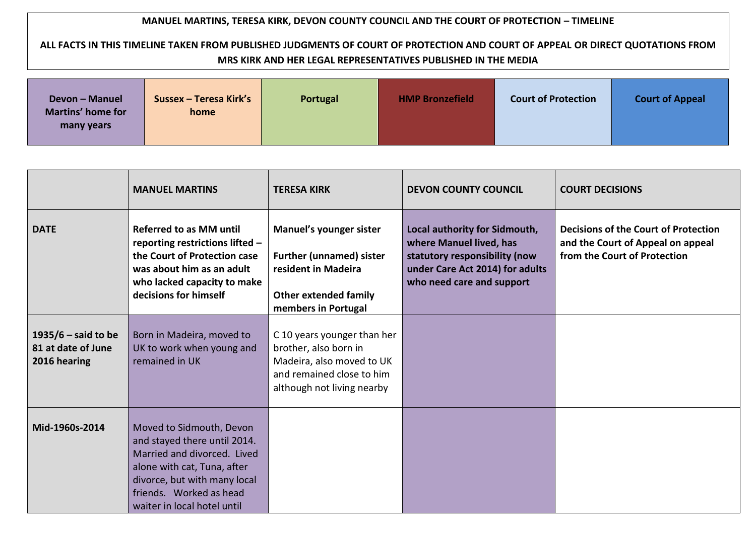**MANUEL MARTINS, TERESA KIRK, DEVON COUNTY COUNCIL AND THE COURT OF PROTECTION – TIMELINE**

**ALL FACTS IN THIS TIMELINE TAKEN FROM PUBLISHED JUDGMENTS OF COURT OF PROTECTION AND COURT OF APPEAL OR DIRECT QUOTATIONS FROM MRS KIRK AND HER LEGAL REPRESENTATIVES PUBLISHED IN THE MEDIA**

| Devon – Manuel Martins' home for many years | Sussex – Teresa Kirk's home | Portugal | HMP Bronzefield | Court of Protection | Court of Appeal |
|---|---|---|---|---|---|

| | MANUEL MARTINS | TERESA KIRK | DEVON COUNTY COUNCIL | COURT DECISIONS |
|---|---|---|---|---|
| **DATE** | **Referred to as MM until reporting restrictions lifted – the Court of Protection case was about him as an adult who lacked capacity to make decisions for himself** | **Manuel's younger sister**<br><br>**Further (unnamed) sister resident in Madeira**<br><br>**Other extended family members in Portugal** | **Local authority for Sidmouth, where Manuel lived, has statutory responsibility (now under Care Act 2014) for adults who need care and support** | **Decisions of the Court of Protection and the Court of Appeal on appeal from the Court of Protection** |
| **1935/6 – said to be 81 at date of June 2016 hearing** | Born in Madeira, moved to UK to work when young and remained in UK | C 10 years younger than her brother, also born in Madeira, also moved to UK and remained close to him although not living nearby | | |
| **Mid-1960s-2014** | Moved to Sidmouth, Devon and stayed there until 2014. Married and divorced. Lived alone with cat, Tuna, after divorce, but with many local friends. Worked as head waiter in local hotel until | | | |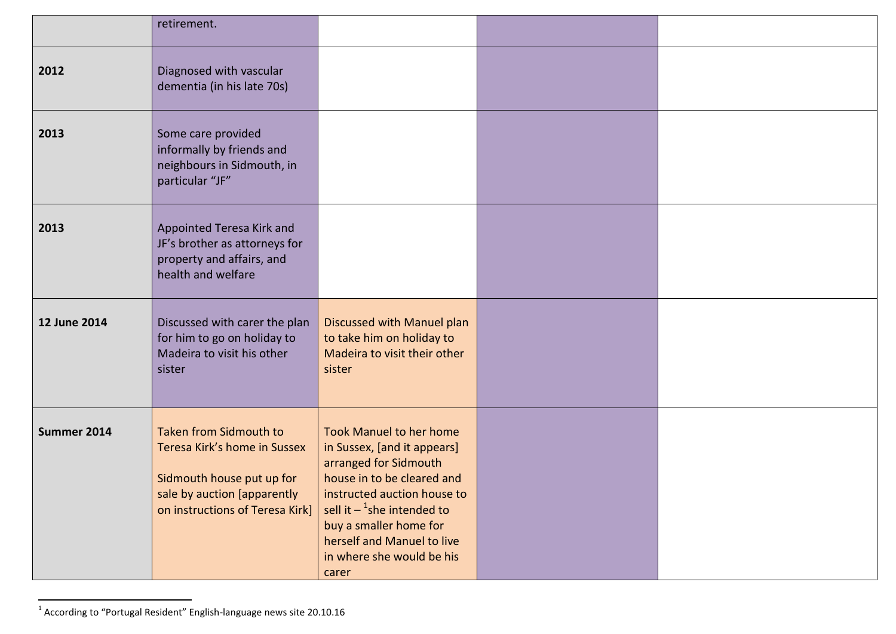| | | | | |
|---|---|---|---|---|
| | retirement. | | | |
| **2012** | Diagnosed with vascular dementia (in his late 70s) | | | |
| **2013** | Some care provided informally by friends and neighbours in Sidmouth, in particular "JF" | | | |
| **2013** | Appointed Teresa Kirk and JF's brother as attorneys for property and affairs, and health and welfare | | | |
| **12 June 2014** | Discussed with carer the plan for him to go on holiday to Madeira to visit his other sister | Discussed with Manuel plan to take him on holiday to Madeira to visit their other sister | | |
| **Summer 2014** | Taken from Sidmouth to Teresa Kirk's home in Sussex<br><br>Sidmouth house put up for sale by auction [apparently on instructions of Teresa Kirk] | Took Manuel to her home in Sussex, [and it appears] arranged for Sidmouth house in to be cleared and instructed auction house to sell it – [1]she intended to buy a smaller home for herself and Manuel to live in where she would be his carer | | |

[1] According to "Portugal Resident" English-language news site 20.10.16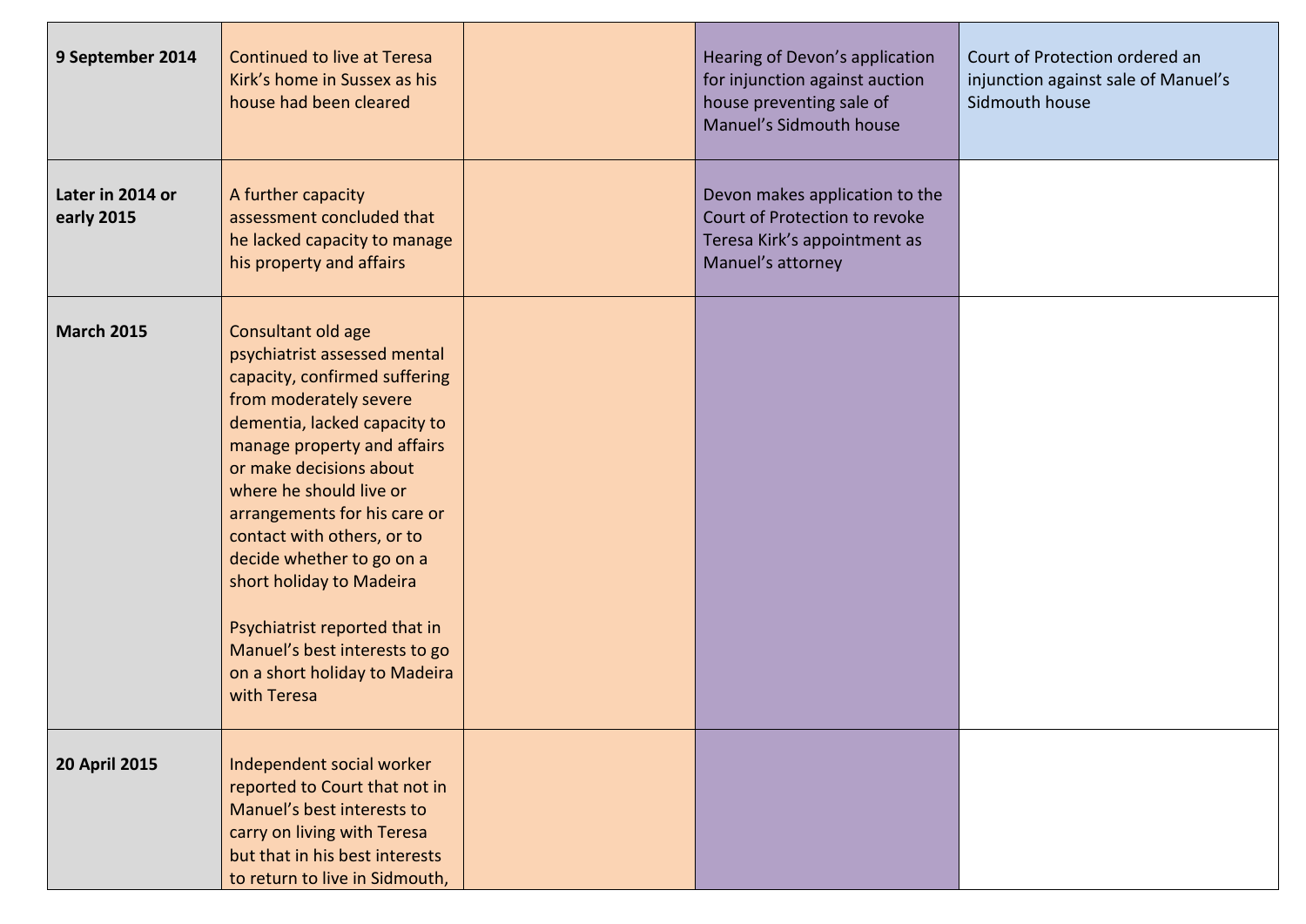| | | | | |
|---|---|---|---|---|
| **9 September 2014** | Continued to live at Teresa Kirk's home in Sussex as his house had been cleared | | Hearing of Devon's application for injunction against auction house preventing sale of Manuel's Sidmouth house | Court of Protection ordered an injunction against sale of Manuel's Sidmouth house |
| **Later in 2014 or early 2015** | A further capacity assessment concluded that he lacked capacity to manage his property and affairs | | Devon makes application to the Court of Protection to revoke Teresa Kirk's appointment as Manuel's attorney | |
| **March 2015** | Consultant old age psychiatrist assessed mental capacity, confirmed suffering from moderately severe dementia, lacked capacity to manage property and affairs or make decisions about where he should live or arrangements for his care or contact with others, or to decide whether to go on a short holiday to Madeira<br><br>Psychiatrist reported that in Manuel's best interests to go on a short holiday to Madeira with Teresa | | | |
| **20 April 2015** | Independent social worker reported to Court that not in Manuel's best interests to carry on living with Teresa but that in his best interests to return to live in Sidmouth, | | | |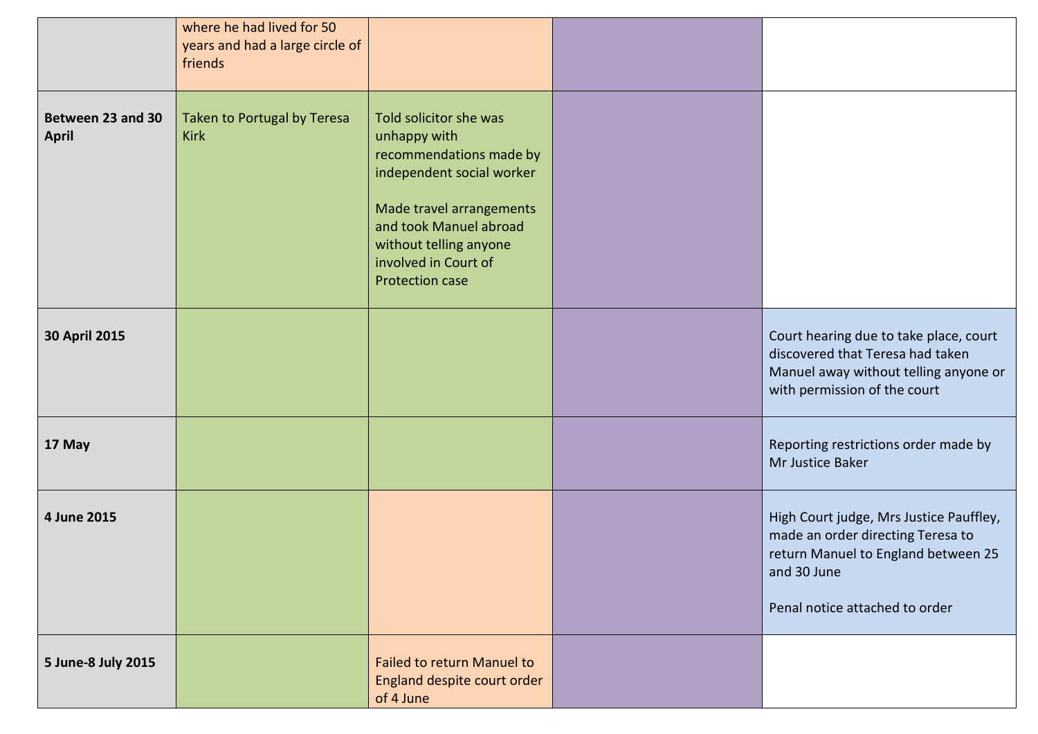| | | | | |
|---|---|---|---|---|
| | where he had lived for 50 years and had a large circle of friends | | | |
| **Between 23 and 30 April** | Taken to Portugal by Teresa Kirk | Told solicitor she was unhappy with recommendations made by independent social worker<br><br>Made travel arrangements and took Manuel abroad without telling anyone involved in Court of Protection case | | |
| **30 April 2015** | | | | Court hearing due to take place, court discovered that Teresa had taken Manuel away without telling anyone or with permission of the court |
| **17 May** | | | | Reporting restrictions order made by Mr Justice Baker |
| **4 June 2015** | | | | High Court judge, Mrs Justice Pauffley, made an order directing Teresa to return Manuel to England between 25 and 30 June<br><br>Penal notice attached to order |
| **5 June-8 July 2015** | | Failed to return Manuel to England despite court order of 4 June | | |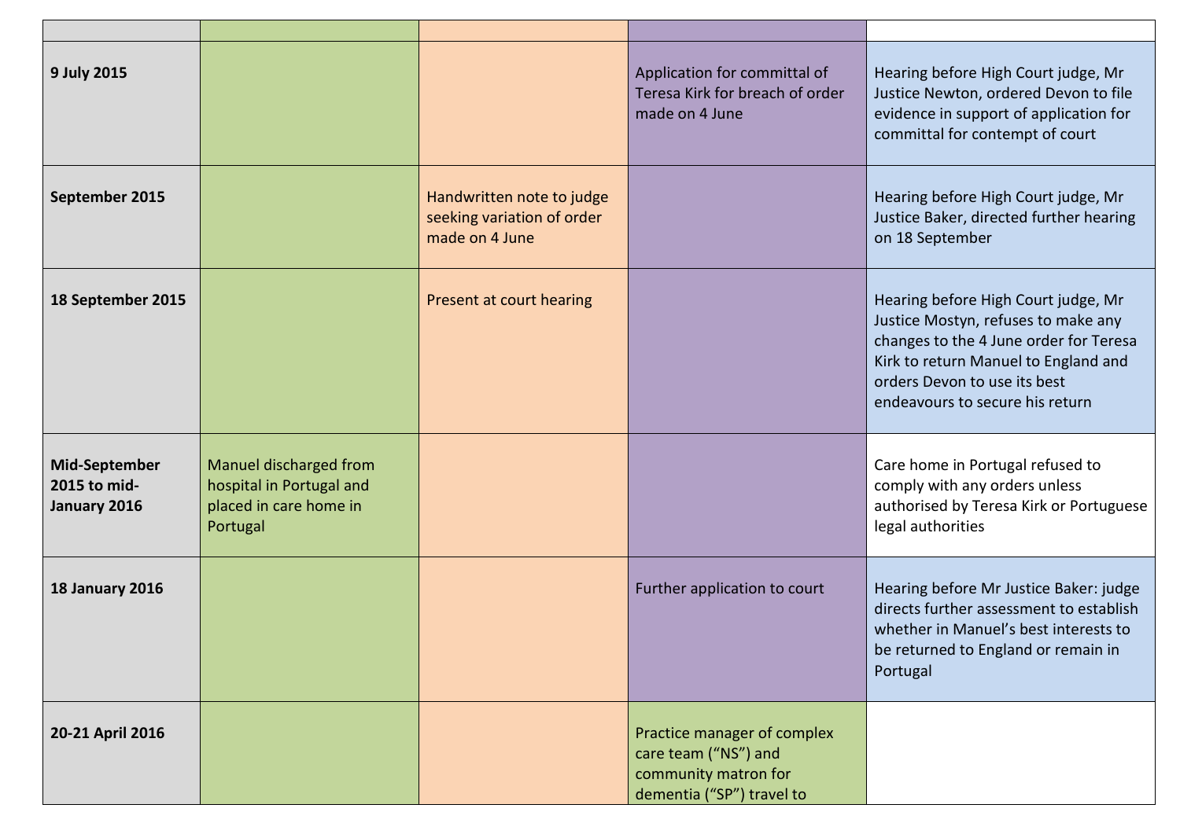| | | | | |
|---|---|---|---|---|
| **9 July 2015** | | | Application for committal of Teresa Kirk for breach of order made on 4 June | Hearing before High Court judge, Mr Justice Newton, ordered Devon to file evidence in support of application for committal for contempt of court |
| **September 2015** | | Handwritten note to judge seeking variation of order made on 4 June | | Hearing before High Court judge, Mr Justice Baker, directed further hearing on 18 September |
| **18 September 2015** | | Present at court hearing | | Hearing before High Court judge, Mr Justice Mostyn, refuses to make any changes to the 4 June order for Teresa Kirk to return Manuel to England and orders Devon to use its best endeavours to secure his return |
| **Mid-September 2015 to mid-January 2016** | Manuel discharged from hospital in Portugal and placed in care home in Portugal | | | Care home in Portugal refused to comply with any orders unless authorised by Teresa Kirk or Portuguese legal authorities |
| **18 January 2016** | | | Further application to court | Hearing before Mr Justice Baker: judge directs further assessment to establish whether in Manuel's best interests to be returned to England or remain in Portugal |
| **20-21 April 2016** | | | Practice manager of complex care team ("NS") and community matron for dementia ("SP") travel to | |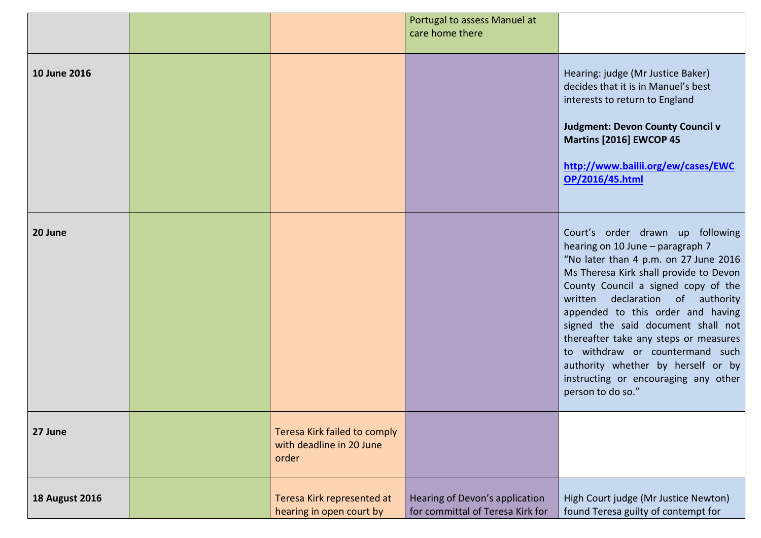| | | | | |
|---|---|---|---|---|
| | | | Portugal to assess Manuel at care home there | |
| **10 June 2016** | | | | Hearing: judge (Mr Justice Baker) decides that it is in Manuel's best interests to return to England<br><br>**Judgment: Devon County Council v Martins [2016] EWCOP 45**<br><br>**http://www.bailii.org/ew/cases/EWCOP/2016/45.html** |
| **20 June** | | | | Court's order drawn up following hearing on 10 June – paragraph 7 "No later than 4 p.m. on 27 June 2016 Ms Theresa Kirk shall provide to Devon County Council a signed copy of the written declaration of authority appended to this order and having signed the said document shall not thereafter take any steps or measures to withdraw or countermand such authority whether by herself or by instructing or encouraging any other person to do so." |
| **27 June** | | Teresa Kirk failed to comply with deadline in 20 June order | | |
| **18 August 2016** | | Teresa Kirk represented at hearing in open court by | Hearing of Devon's application for committal of Teresa Kirk for | High Court judge (Mr Justice Newton) found Teresa guilty of contempt for |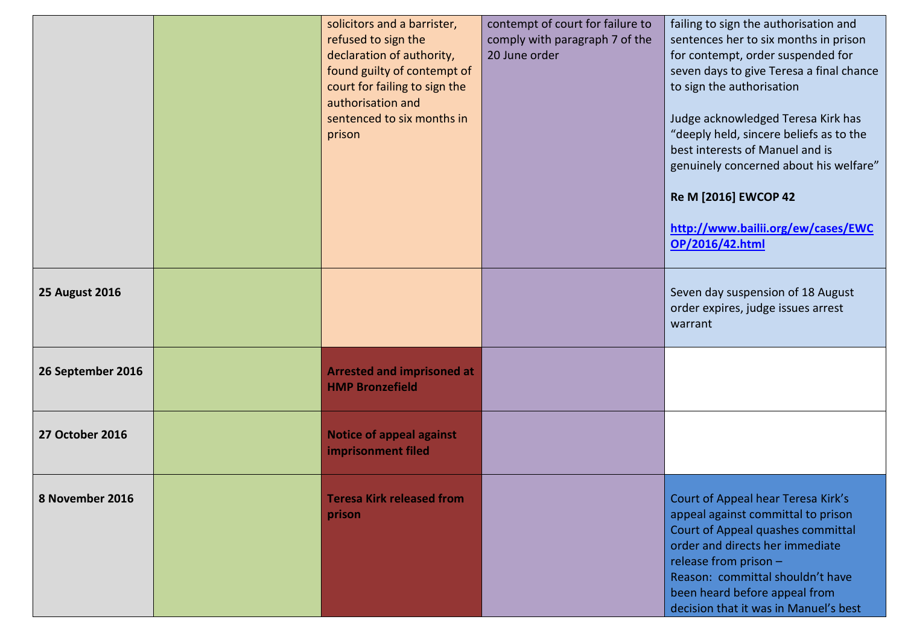| | | | | |
|---|---|---|---|---|
| | | solicitors and a barrister, refused to sign the declaration of authority, found guilty of contempt of court for failing to sign the authorisation and sentenced to six months in prison | contempt of court for failure to comply with paragraph 7 of the 20 June order | failing to sign the authorisation and sentences her to six months in prison for contempt, order suspended for seven days to give Teresa a final chance to sign the authorisation<br><br>Judge acknowledged Teresa Kirk has "deeply held, sincere beliefs as to the best interests of Manuel and is genuinely concerned about his welfare"<br><br>**Re M [2016] EWCOP 42**<br><br>**http://www.bailii.org/ew/cases/EWCOP/2016/42.html** |
| **25 August 2016** | | | | Seven day suspension of 18 August order expires, judge issues arrest warrant |
| **26 September 2016** | | **Arrested and imprisoned at HMP Bronzefield** | | |
| **27 October 2016** | | **Notice of appeal against imprisonment filed** | | |
| **8 November 2016** | | **Teresa Kirk released from prison** | | Court of Appeal hear Teresa Kirk's appeal against committal to prison<br>Court of Appeal quashes committal order and directs her immediate release from prison –<br>Reason: committal shouldn't have been heard before appeal from decision that it was in Manuel's best |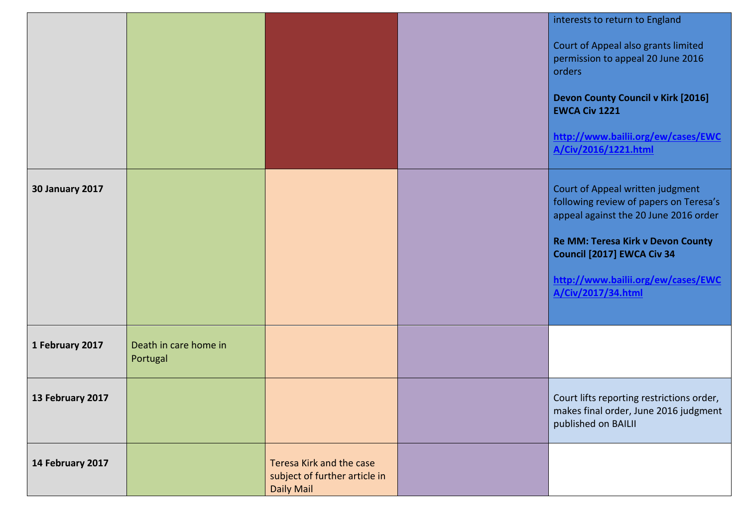| | | | | |
|---|---|---|---|---|
| | | | | interests to return to England<br><br>Court of Appeal also grants limited permission to appeal 20 June 2016 orders<br><br>**Devon County Council v Kirk [2016] EWCA Civ 1221**<br><br>**http://www.bailii.org/ew/cases/EWCA/Civ/2016/1221.html** |
| **30 January 2017** | | | | Court of Appeal written judgment following review of papers on Teresa's appeal against the 20 June 2016 order<br><br>**Re MM: Teresa Kirk v Devon County Council [2017] EWCA Civ 34**<br><br>**http://www.bailii.org/ew/cases/EWCA/Civ/2017/34.html** |
| **1 February 2017** | Death in care home in Portugal | | | |
| **13 February 2017** | | | | Court lifts reporting restrictions order, makes final order, June 2016 judgment published on BAILII |
| **14 February 2017** | | Teresa Kirk and the case subject of further article in Daily Mail | | |